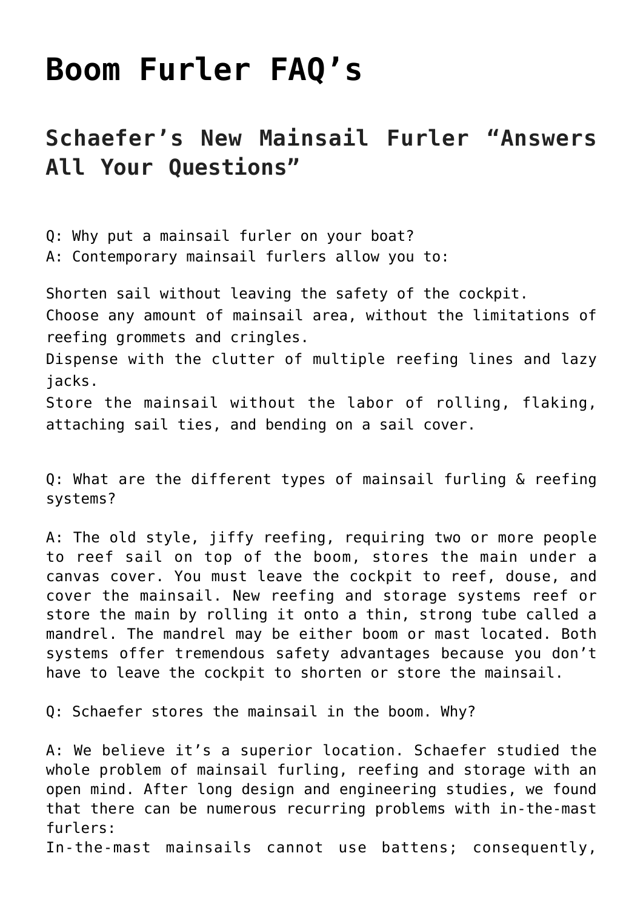# Boom Furler FAQ's

## Schaefer's New Mainsail Furler "Answers All Your Questions"

Q: Why put a mainsail furler on your boat?
A: Contemporary mainsail furlers allow you to:

Shorten sail without leaving the safety of the cockpit.
Choose any amount of mainsail area, without the limitations of reefing grommets and cringles.
Dispense with the clutter of multiple reefing lines and lazy jacks.
Store the mainsail without the labor of rolling, flaking, attaching sail ties, and bending on a sail cover.

Q: What are the different types of mainsail furling & reefing systems?

A: The old style, jiffy reefing, requiring two or more people to reef sail on top of the boom, stores the main under a canvas cover. You must leave the cockpit to reef, douse, and cover the mainsail. New reefing and storage systems reef or store the main by rolling it onto a thin, strong tube called a mandrel. The mandrel may be either boom or mast located. Both systems offer tremendous safety advantages because you don't have to leave the cockpit to shorten or store the mainsail.

Q: Schaefer stores the mainsail in the boom. Why?

A: We believe it's a superior location. Schaefer studied the whole problem of mainsail furling, reefing and storage with an open mind. After long design and engineering studies, we found that there can be numerous recurring problems with in-the-mast furlers:
In-the-mast mainsails cannot use battens; consequently,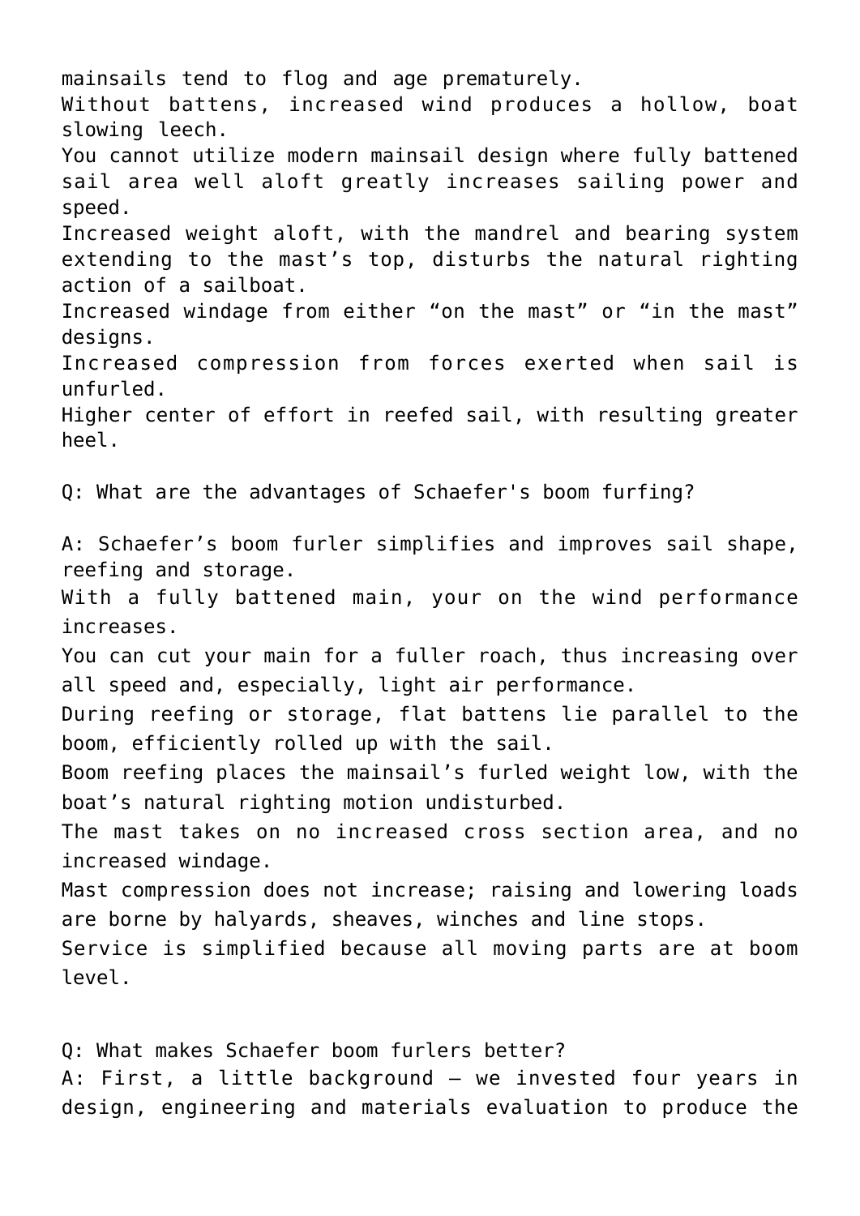mainsails tend to flog and age prematurely.
Without battens, increased wind produces a hollow, boat slowing leech.
You cannot utilize modern mainsail design where fully battened sail area well aloft greatly increases sailing power and speed.
Increased weight aloft, with the mandrel and bearing system extending to the mast's top, disturbs the natural righting action of a sailboat.
Increased windage from either "on the mast" or "in the mast" designs.
Increased compression from forces exerted when sail is unfurled.
Higher center of effort in reefed sail, with resulting greater heel.

Q: What are the advantages of Schaefer's boom furfing?

A: Schaefer's boom furler simplifies and improves sail shape, reefing and storage.
With a fully battened main, your on the wind performance increases.
You can cut your main for a fuller roach, thus increasing over all speed and, especially, light air performance.
During reefing or storage, flat battens lie parallel to the boom, efficiently rolled up with the sail.
Boom reefing places the mainsail's furled weight low, with the boat's natural righting motion undisturbed.
The mast takes on no increased cross section area, and no increased windage.
Mast compression does not increase; raising and lowering loads are borne by halyards, sheaves, winches and line stops.
Service is simplified because all moving parts are at boom level.

Q: What makes Schaefer boom furlers better?
A: First, a little background – we invested four years in design, engineering and materials evaluation to produce the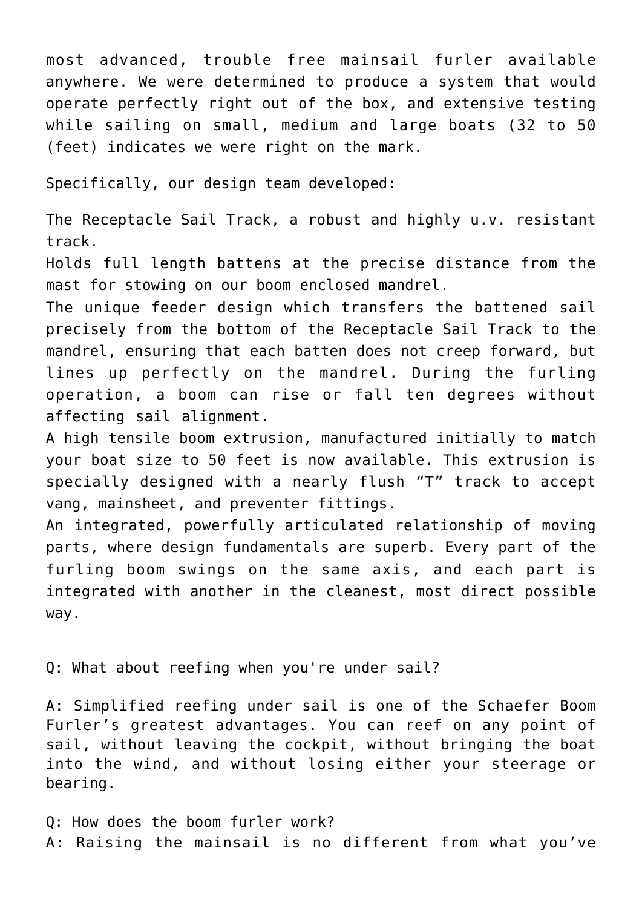most advanced, trouble free mainsail furler available anywhere. We were determined to produce a system that would operate perfectly right out of the box, and extensive testing while sailing on small, medium and large boats (32 to 50 (feet) indicates we were right on the mark.

Specifically, our design team developed:

The Receptacle Sail Track, a robust and highly u.v. resistant track.
Holds full length battens at the precise distance from the mast for stowing on our boom enclosed mandrel.
The unique feeder design which transfers the battened sail precisely from the bottom of the Receptacle Sail Track to the mandrel, ensuring that each batten does not creep forward, but lines up perfectly on the mandrel. During the furling operation, a boom can rise or fall ten degrees without affecting sail alignment.
A high tensile boom extrusion, manufactured initially to match your boat size to 50 feet is now available. This extrusion is specially designed with a nearly flush “T” track to accept vang, mainsheet, and preventer fittings.
An integrated, powerfully articulated relationship of moving parts, where design fundamentals are superb. Every part of the furling boom swings on the same axis, and each part is integrated with another in the cleanest, most direct possible way.

Q: What about reefing when you're under sail?

A: Simplified reefing under sail is one of the Schaefer Boom Furler’s greatest advantages. You can reef on any point of sail, without leaving the cockpit, without bringing the boat into the wind, and without losing either your steerage or bearing.

Q: How does the boom furler work?
A: Raising the mainsail is no different from what you’ve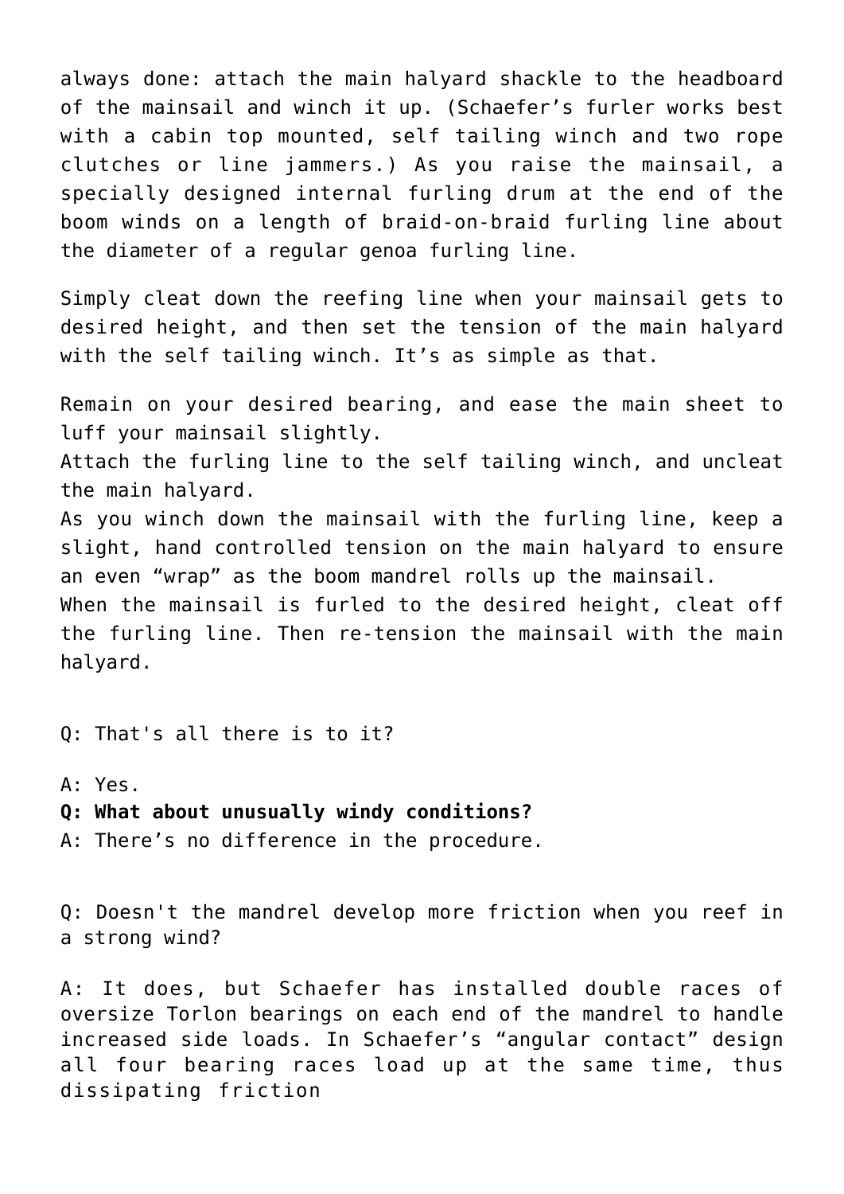always done: attach the main halyard shackle to the headboard of the mainsail and winch it up. (Schaefer's furler works best with a cabin top mounted, self tailing winch and two rope clutches or line jammers.) As you raise the mainsail, a specially designed internal furling drum at the end of the boom winds on a length of braid-on-braid furling line about the diameter of a regular genoa furling line.

Simply cleat down the reefing line when your mainsail gets to desired height, and then set the tension of the main halyard with the self tailing winch. It's as simple as that.

Remain on your desired bearing, and ease the main sheet to luff your mainsail slightly.
Attach the furling line to the self tailing winch, and uncleat the main halyard.
As you winch down the mainsail with the furling line, keep a slight, hand controlled tension on the main halyard to ensure an even "wrap" as the boom mandrel rolls up the mainsail.
When the mainsail is furled to the desired height, cleat off the furling line. Then re-tension the mainsail with the main halyard.

Q: That's all there is to it?

A: Yes.
**Q: What about unusually windy conditions?**
A: There's no difference in the procedure.

Q: Doesn't the mandrel develop more friction when you reef in a strong wind?

A: It does, but Schaefer has installed double races of oversize Torlon bearings on each end of the mandrel to handle increased side loads. In Schaefer's "angular contact" design all four bearing races load up at the same time, thus dissipating friction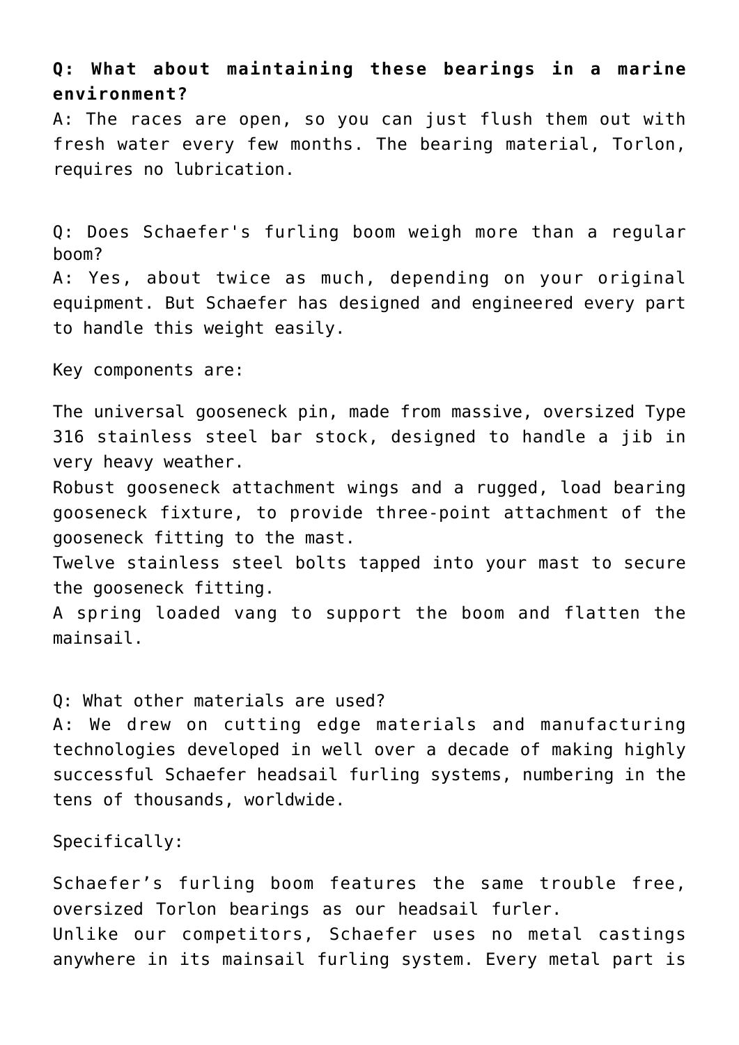**Q: What about maintaining these bearings in a marine environment?**
A: The races are open, so you can just flush them out with fresh water every few months. The bearing material, Torlon, requires no lubrication.

Q: Does Schaefer's furling boom weigh more than a regular boom?
A: Yes, about twice as much, depending on your original equipment. But Schaefer has designed and engineered every part to handle this weight easily.

Key components are:

The universal gooseneck pin, made from massive, oversized Type 316 stainless steel bar stock, designed to handle a jib in very heavy weather.
Robust gooseneck attachment wings and a rugged, load bearing gooseneck fixture, to provide three-point attachment of the gooseneck fitting to the mast.
Twelve stainless steel bolts tapped into your mast to secure the gooseneck fitting.
A spring loaded vang to support the boom and flatten the mainsail.

Q: What other materials are used?
A: We drew on cutting edge materials and manufacturing technologies developed in well over a decade of making highly successful Schaefer headsail furling systems, numbering in the tens of thousands, worldwide.

Specifically:

Schaefer’s furling boom features the same trouble free, oversized Torlon bearings as our headsail furler.
Unlike our competitors, Schaefer uses no metal castings anywhere in its mainsail furling system. Every metal part is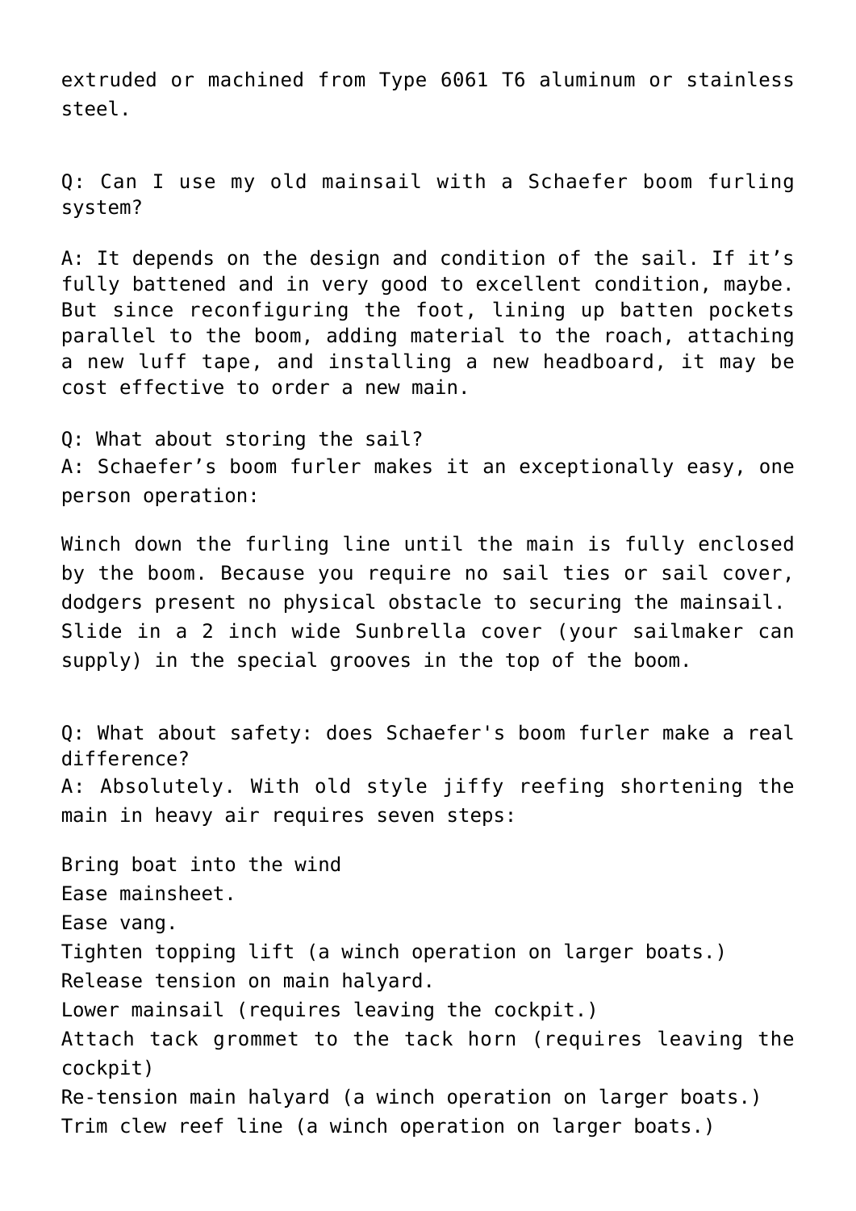extruded or machined from Type 6061 T6 aluminum or stainless steel.

Q: Can I use my old mainsail with a Schaefer boom furling system?

A: It depends on the design and condition of the sail. If it's fully battened and in very good to excellent condition, maybe. But since reconfiguring the foot, lining up batten pockets parallel to the boom, adding material to the roach, attaching a new luff tape, and installing a new headboard, it may be cost effective to order a new main.

Q: What about storing the sail?
A: Schaefer's boom furler makes it an exceptionally easy, one person operation:

Winch down the furling line until the main is fully enclosed by the boom. Because you require no sail ties or sail cover, dodgers present no physical obstacle to securing the mainsail. Slide in a 2 inch wide Sunbrella cover (your sailmaker can supply) in the special grooves in the top of the boom.

Q: What about safety: does Schaefer's boom furler make a real difference?
A: Absolutely. With old style jiffy reefing shortening the main in heavy air requires seven steps:

Bring boat into the wind
Ease mainsheet.
Ease vang.
Tighten topping lift (a winch operation on larger boats.)
Release tension on main halyard.
Lower mainsail (requires leaving the cockpit.)
Attach tack grommet to the tack horn (requires leaving the cockpit)
Re-tension main halyard (a winch operation on larger boats.)
Trim clew reef line (a winch operation on larger boats.)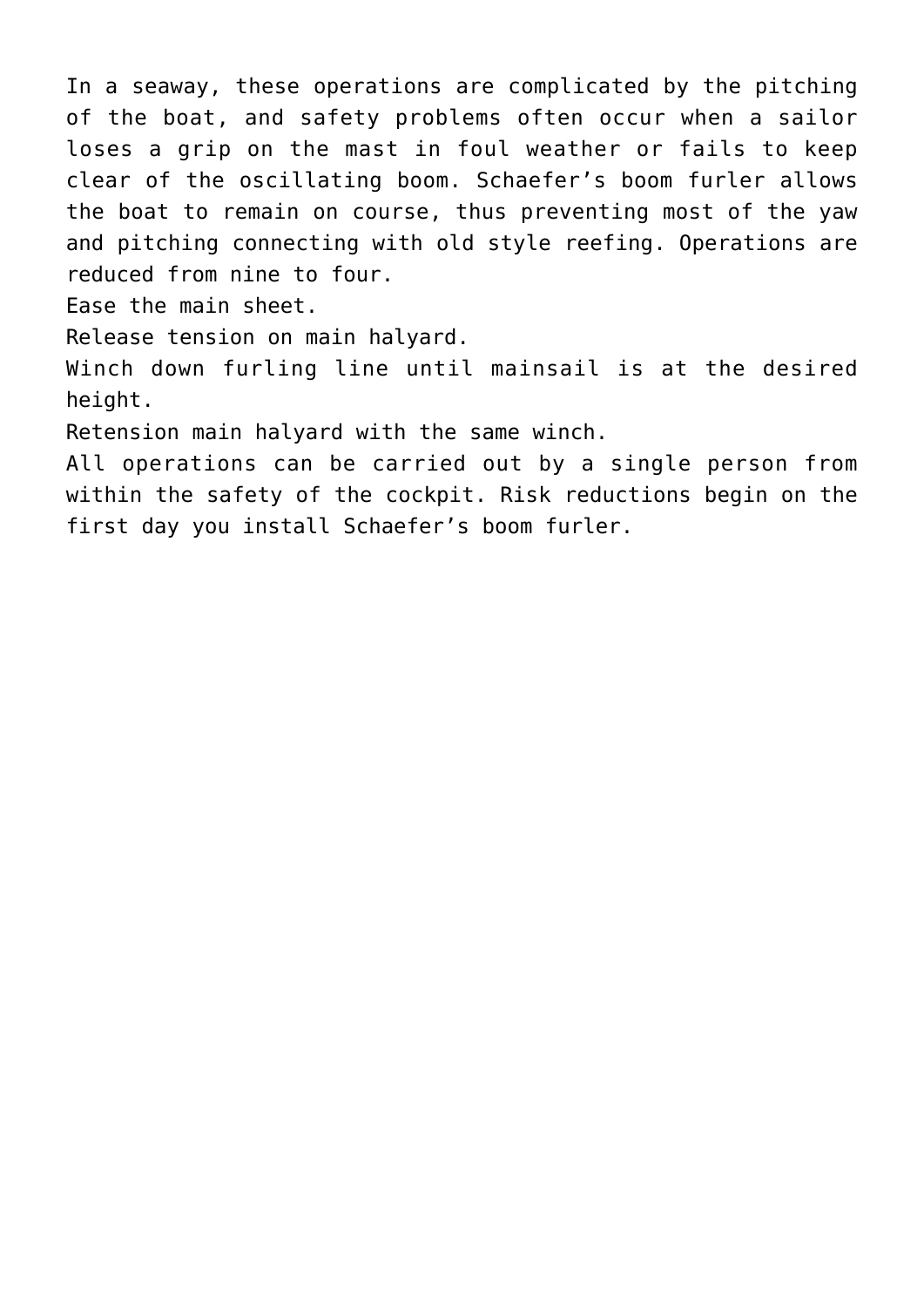In a seaway, these operations are complicated by the pitching of the boat, and safety problems often occur when a sailor loses a grip on the mast in foul weather or fails to keep clear of the oscillating boom. Schaefer's boom furler allows the boat to remain on course, thus preventing most of the yaw and pitching connecting with old style reefing. Operations are reduced from nine to four.

Ease the main sheet.

Release tension on main halyard.

Winch down furling line until mainsail is at the desired height.

Retension main halyard with the same winch.

All operations can be carried out by a single person from within the safety of the cockpit. Risk reductions begin on the first day you install Schaefer's boom furler.